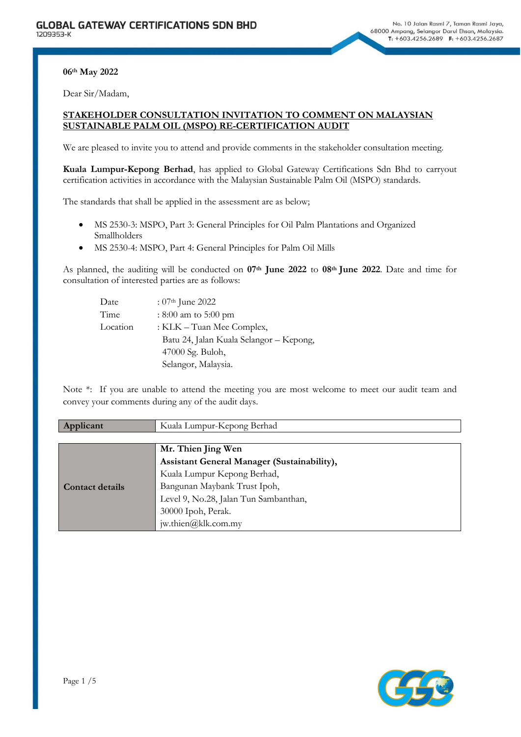GLOBAL GATEWAY CERTIFICATIONS SDN BHD
1209353-K

No. 10 Jalan Rasmi 7, Taman Rasmi Jaya, 68000 Ampang, Selangor Darul Ehsan, Malaysia.
T: +603.4256.2689 F: +603.4256.2687

**06th May 2022**

Dear Sir/Madam,

**STAKEHOLDER CONSULTATION INVITATION TO COMMENT ON MALAYSIAN SUSTAINABLE PALM OIL (MSPO) RE-CERTIFICATION AUDIT**

We are pleased to invite you to attend and provide comments in the stakeholder consultation meeting.

**Kuala Lumpur-Kepong Berhad**, has applied to Global Gateway Certifications Sdn Bhd to carryout certification activities in accordance with the Malaysian Sustainable Palm Oil (MSPO) standards.

The standards that shall be applied in the assessment are as below;

- MS 2530-3: MSPO, Part 3: General Principles for Oil Palm Plantations and Organized Smallholders
- MS 2530-4: MSPO, Part 4: General Principles for Palm Oil Mills

As planned, the auditing will be conducted on **07th June 2022** to **08th June 2022**. Date and time for consultation of interested parties are as follows:

| | |
|---|---|
| Date | : 07th June 2022 |
| Time | : 8:00 am to 5:00 pm |
| Location | : KLK – Tuan Mee Complex,<br>Batu 24, Jalan Kuala Selangor – Kepong,<br>47000 Sg. Buloh,<br>Selangor, Malaysia. |

Note *: If you are unable to attend the meeting you are most welcome to meet our audit team and convey your comments during any of the audit days.

| | |
|---|---|
| **Applicant** | Kuala Lumpur-Kepong Berhad |

| | |
|---|---|
| **Contact details** | **Mr. Thien Jing Wen**<br>**Assistant General Manager (Sustainability),**<br>Kuala Lumpur Kepong Berhad,<br>Bangunan Maybank Trust Ipoh,<br>Level 9, No.28, Jalan Tun Sambanthan,<br>30000 Ipoh, Perak.<br>jw.thien@klk.com.my |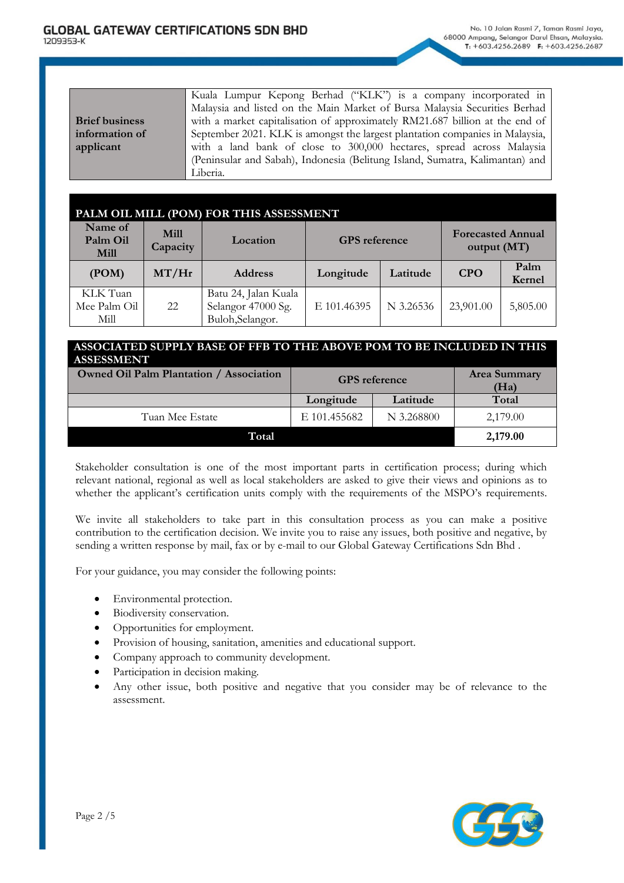| Brief business information of applicant | Kuala Lumpur Kepong Berhad ("KLK") is a company incorporated in Malaysia and listed on the Main Market of Bursa Malaysia Securities Berhad with a market capitalisation of approximately RM21.687 billion at the end of September 2021. KLK is amongst the largest plantation companies in Malaysia, with a land bank of close to 300,000 hectares, spread across Malaysia (Peninsular and Sabah), Indonesia (Belitung Island, Sumatra, Kalimantan) and Liberia. |
|---|---|

**PALM OIL MILL (POM) FOR THIS ASSESSMENT**

| Name of Palm Oil Mill | Mill Capacity | Location | GPS reference | | Forecasted Annual output (MT) | |
|---|---|---|---|---|---|---|
| (POM) | MT/Hr | Address | Longitude | Latitude | CPO | Palm Kernel |
| KLK Tuan Mee Palm Oil Mill | 22 | Batu 24, Jalan Kuala Selangor 47000 Sg. Buloh,Selangor. | E 101.46395 | N 3.26536 | 23,901.00 | 5,805.00 |

**ASSOCIATED SUPPLY BASE OF FFB TO THE ABOVE POM TO BE INCLUDED IN THIS ASSESSMENT**

| Owned Oil Palm Plantation / Association | GPS reference | | Area Summary (Ha) |
|---|---|---|---|
| | Longitude | Latitude | Total |
| Tuan Mee Estate | E 101.455682 | N 3.268800 | 2,179.00 |
| **Total** | | | **2,179.00** |

Stakeholder consultation is one of the most important parts in certification process; during which relevant national, regional as well as local stakeholders are asked to give their views and opinions as to whether the applicant's certification units comply with the requirements of the MSPO's requirements.

We invite all stakeholders to take part in this consultation process as you can make a positive contribution to the certification decision. We invite you to raise any issues, both positive and negative, by sending a written response by mail, fax or by e-mail to our Global Gateway Certifications Sdn Bhd .

For your guidance, you may consider the following points:

- Environmental protection.
- Biodiversity conservation.
- Opportunities for employment.
- Provision of housing, sanitation, amenities and educational support.
- Company approach to community development.
- Participation in decision making.
- Any other issue, both positive and negative that you consider may be of relevance to the assessment.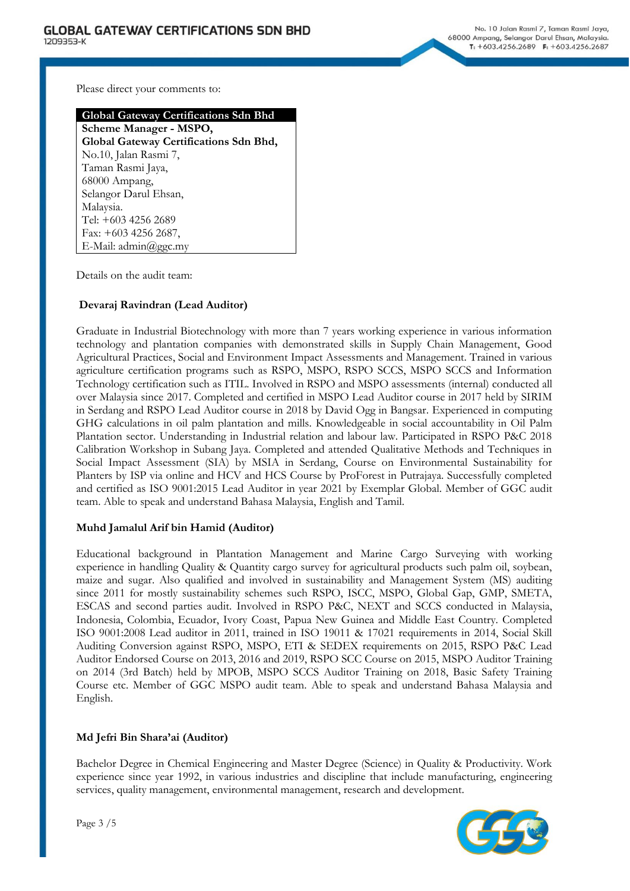Please direct your comments to:

| Global Gateway Certifications Sdn Bhd |
|---|
| **Scheme Manager - MSPO,**<br>**Global Gateway Certifications Sdn Bhd,**<br>No.10, Jalan Rasmi 7,<br>Taman Rasmi Jaya,<br>68000 Ampang,<br>Selangor Darul Ehsan,<br>Malaysia.<br>Tel: +603 4256 2689<br>Fax: +603 4256 2687,<br>E-Mail: admin@ggc.my |

Details on the audit team:

**Devaraj Ravindran (Lead Auditor)**

Graduate in Industrial Biotechnology with more than 7 years working experience in various information technology and plantation companies with demonstrated skills in Supply Chain Management, Good Agricultural Practices, Social and Environment Impact Assessments and Management. Trained in various agriculture certification programs such as RSPO, MSPO, RSPO SCCS, MSPO SCCS and Information Technology certification such as ITIL. Involved in RSPO and MSPO assessments (internal) conducted all over Malaysia since 2017. Completed and certified in MSPO Lead Auditor course in 2017 held by SIRIM in Serdang and RSPO Lead Auditor course in 2018 by David Ogg in Bangsar. Experienced in computing GHG calculations in oil palm plantation and mills. Knowledgeable in social accountability in Oil Palm Plantation sector. Understanding in Industrial relation and labour law. Participated in RSPO P&C 2018 Calibration Workshop in Subang Jaya. Completed and attended Qualitative Methods and Techniques in Social Impact Assessment (SIA) by MSIA in Serdang, Course on Environmental Sustainability for Planters by ISP via online and HCV and HCS Course by ProForest in Putrajaya. Successfully completed and certified as ISO 9001:2015 Lead Auditor in year 2021 by Exemplar Global. Member of GGC audit team. Able to speak and understand Bahasa Malaysia, English and Tamil.

**Muhd Jamalul Arif bin Hamid (Auditor)**

Educational background in Plantation Management and Marine Cargo Surveying with working experience in handling Quality & Quantity cargo survey for agricultural products such palm oil, soybean, maize and sugar. Also qualified and involved in sustainability and Management System (MS) auditing since 2011 for mostly sustainability schemes such RSPO, ISCC, MSPO, Global Gap, GMP, SMETA, ESCAS and second parties audit. Involved in RSPO P&C, NEXT and SCCS conducted in Malaysia, Indonesia, Colombia, Ecuador, Ivory Coast, Papua New Guinea and Middle East Country. Completed ISO 9001:2008 Lead auditor in 2011, trained in ISO 19011 & 17021 requirements in 2014, Social Skill Auditing Conversion against RSPO, MSPO, ETI & SEDEX requirements on 2015, RSPO P&C Lead Auditor Endorsed Course on 2013, 2016 and 2019, RSPO SCC Course on 2015, MSPO Auditor Training on 2014 (3rd Batch) held by MPOB, MSPO SCCS Auditor Training on 2018, Basic Safety Training Course etc. Member of GGC MSPO audit team. Able to speak and understand Bahasa Malaysia and English.

**Md Jefri Bin Shara'ai (Auditor)**

Bachelor Degree in Chemical Engineering and Master Degree (Science) in Quality & Productivity. Work experience since year 1992, in various industries and discipline that include manufacturing, engineering services, quality management, environmental management, research and development.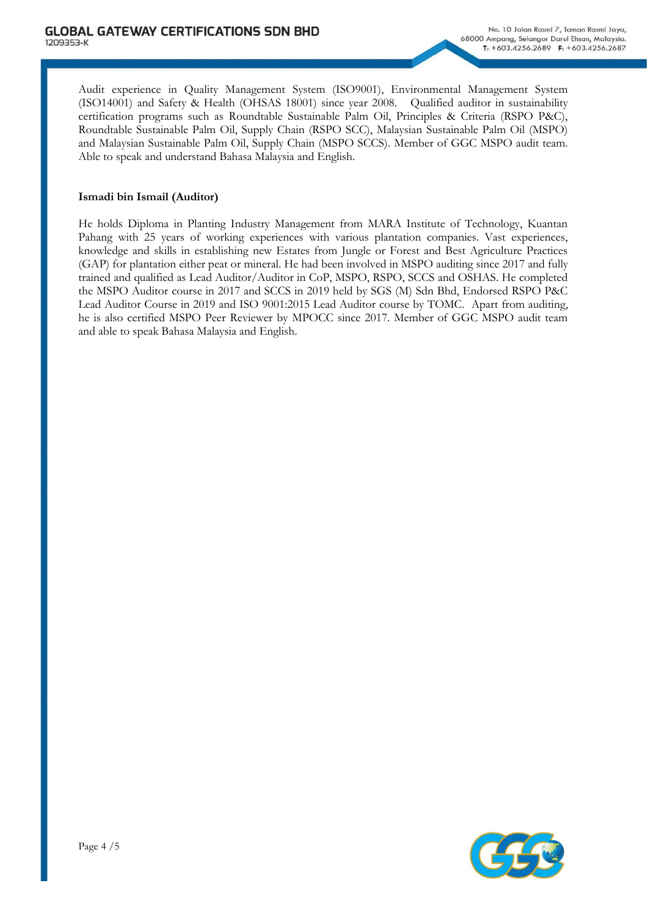Audit experience in Quality Management System (ISO9001), Environmental Management System (ISO14001) and Safety & Health (OHSAS 18001) since year 2008. Qualified auditor in sustainability certification programs such as Roundtable Sustainable Palm Oil, Principles & Criteria (RSPO P&C), Roundtable Sustainable Palm Oil, Supply Chain (RSPO SCC), Malaysian Sustainable Palm Oil (MSPO) and Malaysian Sustainable Palm Oil, Supply Chain (MSPO SCCS). Member of GGC MSPO audit team. Able to speak and understand Bahasa Malaysia and English.

**Ismadi bin Ismail (Auditor)**

He holds Diploma in Planting Industry Management from MARA Institute of Technology, Kuantan Pahang with 25 years of working experiences with various plantation companies. Vast experiences, knowledge and skills in establishing new Estates from Jungle or Forest and Best Agriculture Practices (GAP) for plantation either peat or mineral. He had been involved in MSPO auditing since 2017 and fully trained and qualified as Lead Auditor/Auditor in CoP, MSPO, RSPO, SCCS and OSHAS. He completed the MSPO Auditor course in 2017 and SCCS in 2019 held by SGS (M) Sdn Bhd, Endorsed RSPO P&C Lead Auditor Course in 2019 and ISO 9001:2015 Lead Auditor course by TOMC. Apart from auditing, he is also certified MSPO Peer Reviewer by MPOCC since 2017. Member of GGC MSPO audit team and able to speak Bahasa Malaysia and English.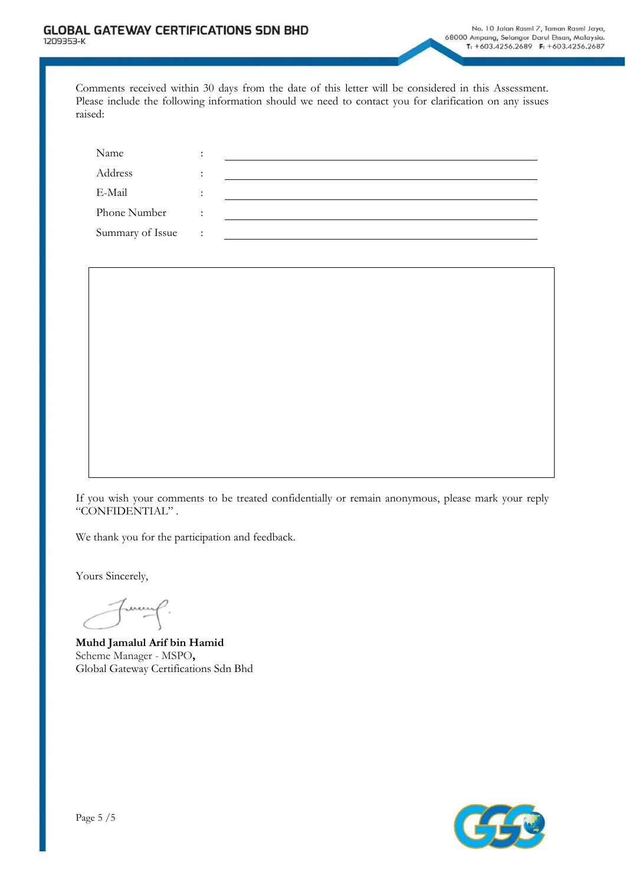Comments received within 30 days from the date of this letter will be considered in this Assessment. Please include the following information should we need to contact you for clarification on any issues raised:

| | | |
|---|---|---|
| Name | : | ______________________________ |
| Address | : | ______________________________ |
| E-Mail | : | ______________________________ |
| Phone Number | : | ______________________________ |
| Summary of Issue | : | ______________________________ |

If you wish your comments to be treated confidentially or remain anonymous, please mark your reply "CONFIDENTIAL" .

We thank you for the participation and feedback.

Yours Sincerely,

**Muhd Jamalul Arif bin Hamid**
Scheme Manager - MSPO**,**
Global Gateway Certifications Sdn Bhd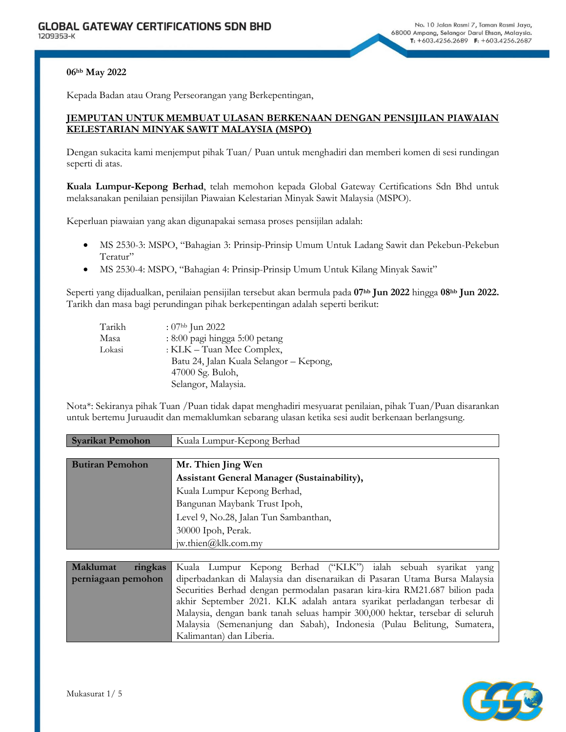**GLOBAL GATEWAY CERTIFICATIONS SDN BHD**
1209353-K

No. 10 Jalan Rasmi 7, Taman Rasmi Jaya, 68000 Ampang, Selangor Darul Ehsan, Malaysia.
T: +603.4256.2689 F: +603.4256.2687

**06hb May 2022**

Kepada Badan atau Orang Perseorangan yang Berkepentingan,

**JEMPUTAN UNTUK MEMBUAT ULASAN BERKENAAN DENGAN PENSIJILAN PIAWAIAN KELESTARIAN MINYAK SAWIT MALAYSIA (MSPO)**

Dengan sukacita kami menjemput pihak Tuan/ Puan untuk menghadiri dan memberi komen di sesi rundingan seperti di atas.

**Kuala Lumpur-Kepong Berhad**, telah memohon kepada Global Gateway Certifications Sdn Bhd untuk melaksanakan penilaian pensijilan Piawaian Kelestarian Minyak Sawit Malaysia (MSPO).

Keperluan piawaian yang akan digunapakai semasa proses pensijilan adalah:

- MS 2530-3: MSPO, "Bahagian 3: Prinsip-Prinsip Umum Untuk Ladang Sawit dan Pekebun-Pekebun Teratur"
- MS 2530-4: MSPO, "Bahagian 4: Prinsip-Prinsip Umum Untuk Kilang Minyak Sawit"

Seperti yang dijadualkan, penilaian pensijilan tersebut akan bermula pada **07hb Jun 2022** hingga **08hb Jun 2022.** Tarikh dan masa bagi perundingan pihak berkepentingan adalah seperti berikut:

| | |
|---|---|
| Tarikh | : 07hb Jun 2022 |
| Masa | : 8:00 pagi hingga 5:00 petang |
| Lokasi | : KLK – Tuan Mee Complex, Batu 24, Jalan Kuala Selangor – Kepong, 47000 Sg. Buloh, Selangor, Malaysia. |

Nota*: Sekiranya pihak Tuan /Puan tidak dapat menghadiri mesyuarat penilaian, pihak Tuan/Puan disarankan untuk bertemu Juruaudit dan memaklumkan sebarang ulasan ketika sesi audit berkenaan berlangsung.

| | |
|---|---|
| **Syarikat Pemohon** | Kuala Lumpur-Kepong Berhad |

| | |
|---|---|
| **Butiran Pemohon** | **Mr. Thien Jing Wen**<br>**Assistant General Manager (Sustainability),**<br>Kuala Lumpur Kepong Berhad,<br>Bangunan Maybank Trust Ipoh,<br>Level 9, No.28, Jalan Tun Sambanthan,<br>30000 Ipoh, Perak.<br>jw.thien@klk.com.my |

| | |
|---|---|
| **Maklumat ringkas perniagaan pemohon** | Kuala Lumpur Kepong Berhad ("KLK") ialah sebuah syarikat yang diperbadankan di Malaysia dan disenaraikan di Pasaran Utama Bursa Malaysia Securities Berhad dengan permodalan pasaran kira-kira RM21.687 bilion pada akhir September 2021. KLK adalah antara syarikat perladangan terbesar di Malaysia, dengan bank tanah seluas hampir 300,000 hektar, tersebar di seluruh Malaysia (Semenanjung dan Sabah), Indonesia (Pulau Belitung, Sumatera, Kalimantan) dan Liberia. |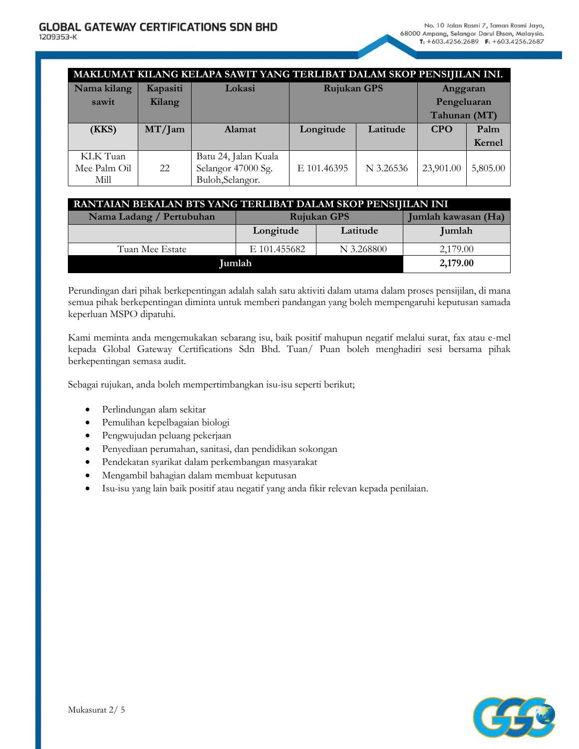| MAKLUMAT KILANG KELAPA SAWIT YANG TERLIBAT DALAM SKOP PENSIJILAN INI. | | | | | | |
|---|---|---|---|---|---|---|
| Nama kilang sawit | Kapasiti Kilang | Lokasi | Rujukan GPS | | Anggaran Pengeluaran Tahunan (MT) | |
| (KKS) | MT/Jam | Alamat | Longitude | Latitude | CPO | Palm Kernel |
| KLK Tuan Mee Palm Oil Mill | 22 | Batu 24, Jalan Kuala Selangor 47000 Sg. Buloh,Selangor. | E 101.46395 | N 3.26536 | 23,901.00 | 5,805.00 |

| RANTAIAN BEKALAN BTS YANG TERLIBAT DALAM SKOP PENSIJILAN INI | | | |
|---|---|---|---|
| Nama Ladang / Pertubuhan | Rujukan GPS | | Jumlah kawasan (Ha) |
| | Longitude | Latitude | Jumlah |
| Tuan Mee Estate | E 101.455682 | N 3.268800 | 2,179.00 |
| **Jumlah** | | | **2,179.00** |

Perundingan dari pihak berkepentingan adalah salah satu aktiviti dalam utama dalam proses pensijilan, di mana semua pihak berkepentingan diminta untuk memberi pandangan yang boleh mempengaruhi keputusan samada keperluan MSPO dipatuhi.

Kami meminta anda mengemukakan sebarang isu, baik positif mahupun negatif melalui surat, fax atau e-mel kepada Global Gateway Certifications Sdn Bhd. Tuan/ Puan boleh menghadiri sesi bersama pihak berkepentingan semasa audit.

Sebagai rujukan, anda boleh mempertimbangkan isu-isu seperti berikut;

- Perlindungan alam sekitar
- Pemulihan kepelbagaian biologi
- Pengwujudan peluang pekerjaan
- Penyediaan perumahan, sanitasi, dan pendidikan sokongan
- Pendekatan syarikat dalam perkembangan masyarakat
- Mengambil bahagian dalam membuat keputusan
- Isu-isu yang lain baik positif atau negatif yang anda fikir relevan kepada penilaian.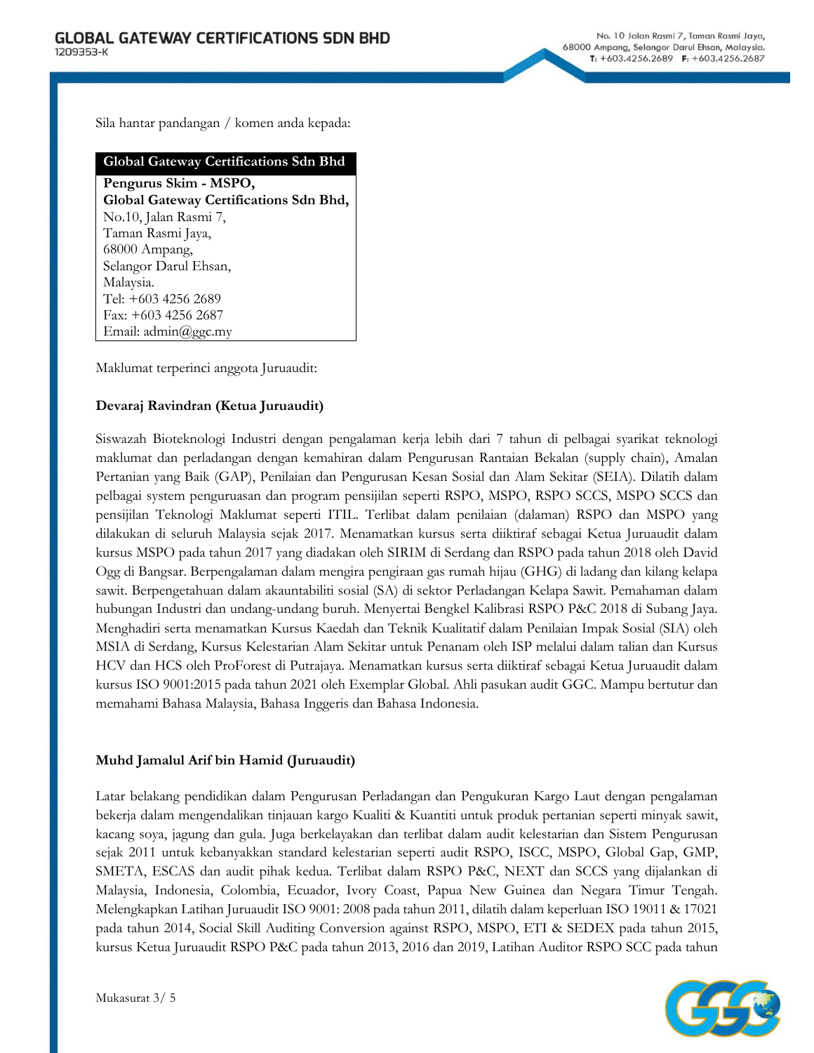Sila hantar pandangan / komen anda kepada:

| Global Gateway Certifications Sdn Bhd |
|---|
| **Pengurus Skim - MSPO,**<br>**Global Gateway Certifications Sdn Bhd,**<br>No.10, Jalan Rasmi 7,<br>Taman Rasmi Jaya,<br>68000 Ampang,<br>Selangor Darul Ehsan,<br>Malaysia.<br>Tel: +603 4256 2689<br>Fax: +603 4256 2687<br>Email: admin@ggc.my |

Maklumat terperinci anggota Juruaudit:

**Devaraj Ravindran (Ketua Juruaudit)**

Siswazah Bioteknologi Industri dengan pengalaman kerja lebih dari 7 tahun di pelbagai syarikat teknologi maklumat dan perladangan dengan kemahiran dalam Pengurusan Rantaian Bekalan (supply chain), Amalan Pertanian yang Baik (GAP), Penilaian dan Pengurusan Kesan Sosial dan Alam Sekitar (SEIA). Dilatih dalam pelbagai system pengurusan dan program pensijilan seperti RSPO, MSPO, RSPO SCCS, MSPO SCCS dan pensijilan Teknologi Maklumat seperti ITIL. Terlibat dalam penilaian (dalaman) RSPO dan MSPO yang dilakukan di seluruh Malaysia sejak 2017. Menamatkan kursus serta diiktiraf sebagai Ketua Juruaudit dalam kursus MSPO pada tahun 2017 yang diadakan oleh SIRIM di Serdang dan RSPO pada tahun 2018 oleh David Ogg di Bangsar. Berpengalaman dalam mengira pengiraan gas rumah hijau (GHG) di ladang dan kilang kelapa sawit. Berpengetahuan dalam akauntabiliti sosial (SA) di sektor Perladangan Kelapa Sawit. Pemahaman dalam hubungan Industri dan undang-undang buruh. Menyertai Bengkel Kalibrasi RSPO P&C 2018 di Subang Jaya. Menghadiri serta menamatkan Kursus Kaedah dan Teknik Kualitatif dalam Penilaian Impak Sosial (SIA) oleh MSIA di Serdang, Kursus Kelestarian Alam Sekitar untuk Penanam oleh ISP melalui dalam talian dan Kursus HCV dan HCS oleh ProForest di Putrajaya. Menamatkan kursus serta diiktiraf sebagai Ketua Juruaudit dalam kursus ISO 9001:2015 pada tahun 2021 oleh Exemplar Global. Ahli pasukan audit GGC. Mampu bertutur dan memahami Bahasa Malaysia, Bahasa Inggeris dan Bahasa Indonesia.

**Muhd Jamalul Arif bin Hamid (Juruaudit)**

Latar belakang pendidikan dalam Pengurusan Perladangan dan Pengukuran Kargo Laut dengan pengalaman bekerja dalam mengendalikan tinjauan kargo Kualiti & Kuantiti untuk produk pertanian seperti minyak sawit, kacang soya, jagung dan gula. Juga berkelayakan dan terlibat dalam audit kelestarian dan Sistem Pengurusan sejak 2011 untuk kebanyakkan standard kelestarian seperti audit RSPO, ISCC, MSPO, Global Gap, GMP, SMETA, ESCAS dan audit pihak kedua. Terlibat dalam RSPO P&C, NEXT dan SCCS yang dijalankan di Malaysia, Indonesia, Colombia, Ecuador, Ivory Coast, Papua New Guinea dan Negara Timur Tengah. Melengkapkan Latihan Juruaudit ISO 9001: 2008 pada tahun 2011, dilatih dalam keperluan ISO 19011 & 17021 pada tahun 2014, Social Skill Auditing Conversion against RSPO, MSPO, ETI & SEDEX pada tahun 2015, kursus Ketua Juruaudit RSPO P&C pada tahun 2013, 2016 dan 2019, Latihan Auditor RSPO SCC pada tahun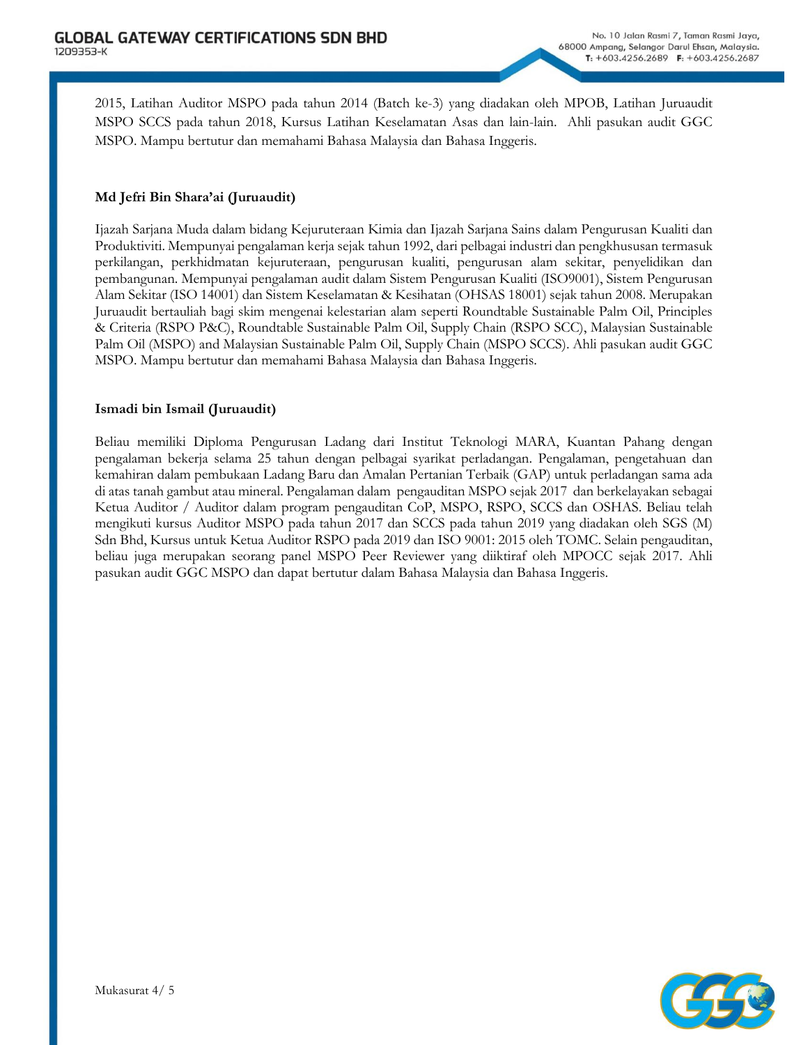2015, Latihan Auditor MSPO pada tahun 2014 (Batch ke-3) yang diadakan oleh MPOB, Latihan Juruaudit MSPO SCCS pada tahun 2018, Kursus Latihan Keselamatan Asas dan lain-lain. Ahli pasukan audit GGC MSPO. Mampu bertutur dan memahami Bahasa Malaysia dan Bahasa Inggeris.

**Md Jefri Bin Shara'ai (Juruaudit)**

Ijazah Sarjana Muda dalam bidang Kejuruteraan Kimia dan Ijazah Sarjana Sains dalam Pengurusan Kualiti dan Produktiviti. Mempunyai pengalaman kerja sejak tahun 1992, dari pelbagai industri dan pengkhususan termasuk perkilangan, perkhidmatan kejuruteraan, pengurusan kualiti, pengurusan alam sekitar, penyelidikan dan pembangunan. Mempunyai pengalaman audit dalam Sistem Pengurusan Kualiti (ISO9001), Sistem Pengurusan Alam Sekitar (ISO 14001) dan Sistem Keselamatan & Kesihatan (OHSAS 18001) sejak tahun 2008. Merupakan Juruaudit bertauliah bagi skim mengenai kelestarian alam seperti Roundtable Sustainable Palm Oil, Principles & Criteria (RSPO P&C), Roundtable Sustainable Palm Oil, Supply Chain (RSPO SCC), Malaysian Sustainable Palm Oil (MSPO) and Malaysian Sustainable Palm Oil, Supply Chain (MSPO SCCS). Ahli pasukan audit GGC MSPO. Mampu bertutur dan memahami Bahasa Malaysia dan Bahasa Inggeris.

**Ismadi bin Ismail (Juruaudit)**

Beliau memiliki Diploma Pengurusan Ladang dari Institut Teknologi MARA, Kuantan Pahang dengan pengalaman bekerja selama 25 tahun dengan pelbagai syarikat perladangan. Pengalaman, pengetahuan dan kemahiran dalam pembukaan Ladang Baru dan Amalan Pertanian Terbaik (GAP) untuk perladangan sama ada di atas tanah gambut atau mineral. Pengalaman dalam pengauditan MSPO sejak 2017 dan berkelayakan sebagai Ketua Auditor / Auditor dalam program pengauditan CoP, MSPO, RSPO, SCCS dan OSHAS. Beliau telah mengikuti kursus Auditor MSPO pada tahun 2017 dan SCCS pada tahun 2019 yang diadakan oleh SGS (M) Sdn Bhd, Kursus untuk Ketua Auditor RSPO pada 2019 dan ISO 9001: 2015 oleh TOMC. Selain pengauditan, beliau juga merupakan seorang panel MSPO Peer Reviewer yang diiktiraf oleh MPOCC sejak 2017. Ahli pasukan audit GGC MSPO dan dapat bertutur dalam Bahasa Malaysia dan Bahasa Inggeris.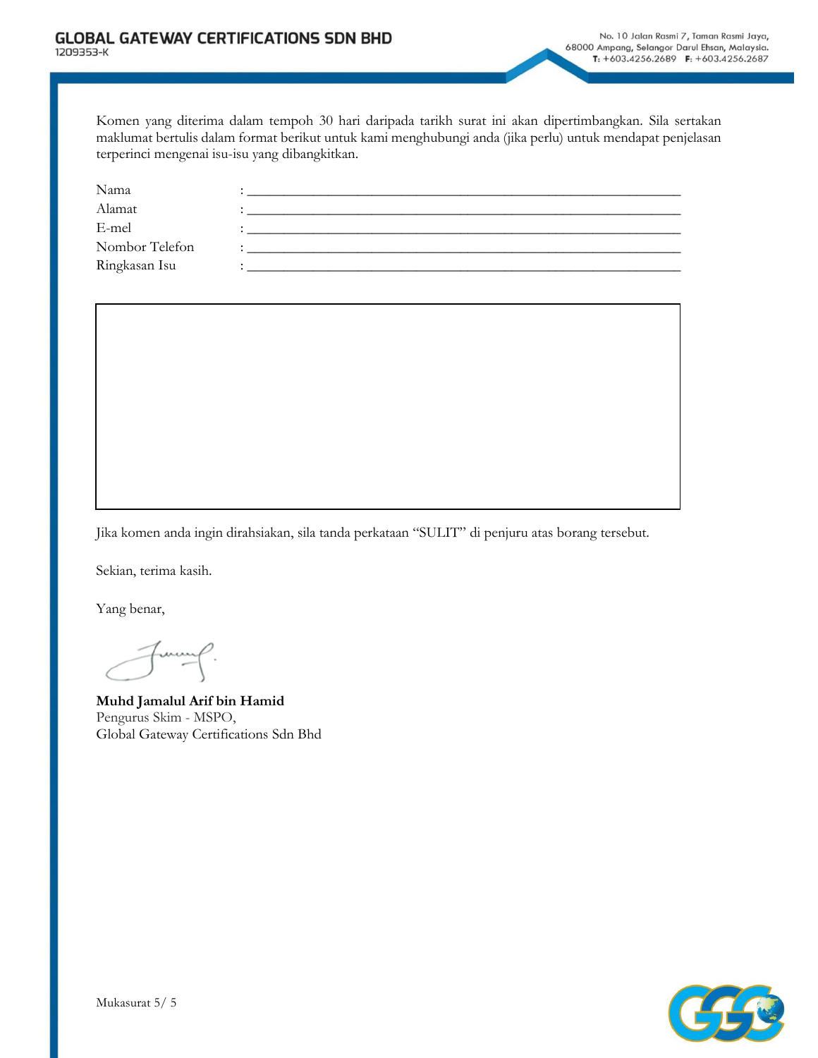Komen yang diterima dalam tempoh 30 hari daripada tarikh surat ini akan dipertimbangkan. Sila sertakan maklumat bertulis dalam format berikut untuk kami menghubungi anda (jika perlu) untuk mendapat penjelasan terperinci mengenai isu-isu yang dibangkitkan.

Nama : ______________________________________________

Alamat : ______________________________________________

E-mel : ______________________________________________

Nombor Telefon : ______________________________________________

Ringkasan Isu : ______________________________________________

Jika komen anda ingin dirahsiakan, sila tanda perkataan "SULIT" di penjuru atas borang tersebut.

Sekian, terima kasih.

Yang benar,

**Muhd Jamalul Arif bin Hamid**
Pengurus Skim - MSPO,
Global Gateway Certifications Sdn Bhd